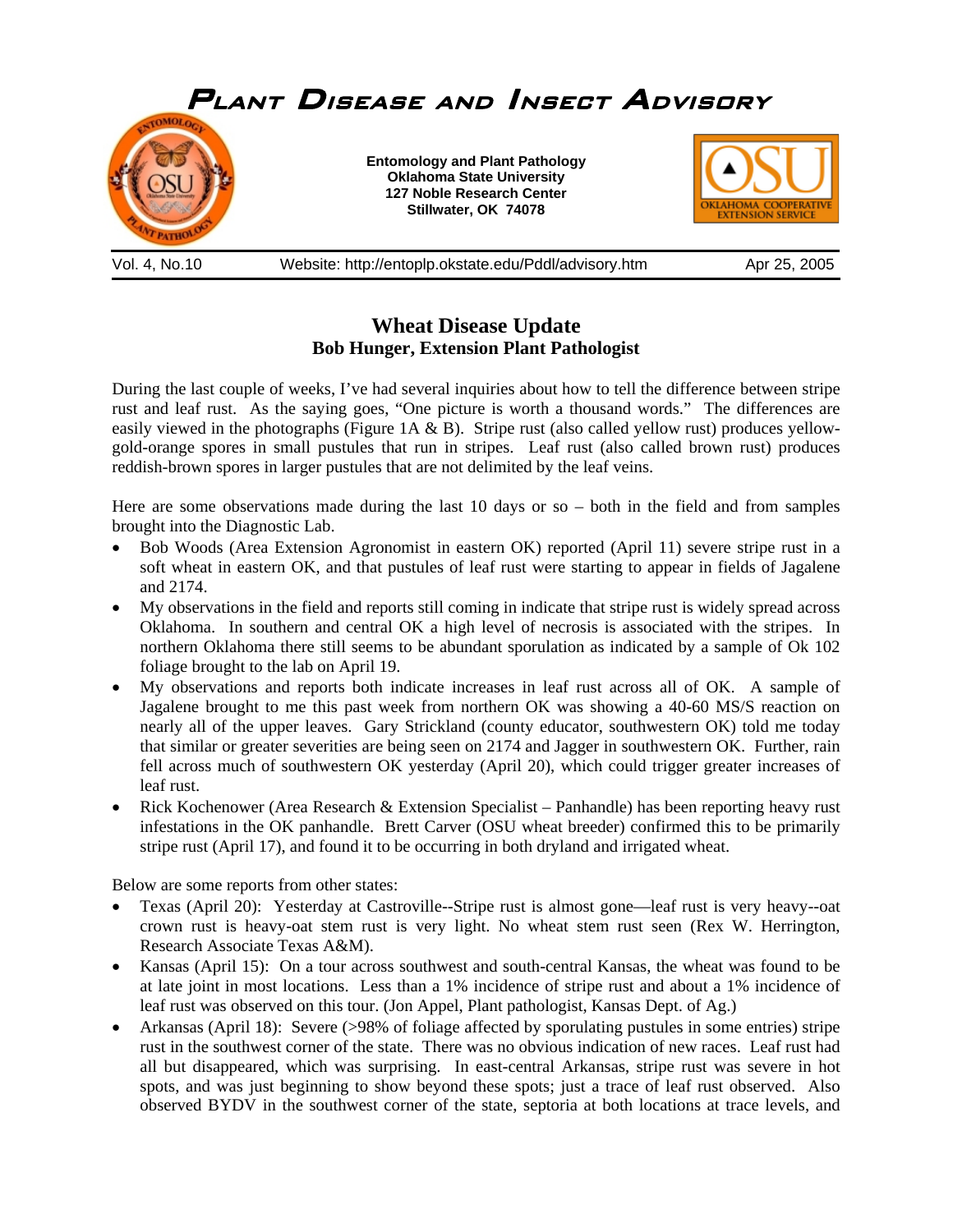# Plant Disease and Insect Advisory

**Entomology and Plant Pathology**
**Oklahoma State University**
**127 Noble Research Center**
**Stillwater, OK 74078**

Vol. 4, No.10 — Website: http://entoplp.okstate.edu/Pddl/advisory.htm — Apr 25, 2005

## Wheat Disease Update

### Bob Hunger, Extension Plant Pathologist

During the last couple of weeks, I've had several inquiries about how to tell the difference between stripe rust and leaf rust. As the saying goes, "One picture is worth a thousand words." The differences are easily viewed in the photographs (Figure 1A & B). Stripe rust (also called yellow rust) produces yellow-gold-orange spores in small pustules that run in stripes. Leaf rust (also called brown rust) produces reddish-brown spores in larger pustules that are not delimited by the leaf veins.

Here are some observations made during the last 10 days or so – both in the field and from samples brought into the Diagnostic Lab.

- Bob Woods (Area Extension Agronomist in eastern OK) reported (April 11) severe stripe rust in a soft wheat in eastern OK, and that pustules of leaf rust were starting to appear in fields of Jagalene and 2174.
- My observations in the field and reports still coming in indicate that stripe rust is widely spread across Oklahoma. In southern and central OK a high level of necrosis is associated with the stripes. In northern Oklahoma there still seems to be abundant sporulation as indicated by a sample of Ok 102 foliage brought to the lab on April 19.
- My observations and reports both indicate increases in leaf rust across all of OK. A sample of Jagalene brought to me this past week from northern OK was showing a 40-60 MS/S reaction on nearly all of the upper leaves. Gary Strickland (county educator, southwestern OK) told me today that similar or greater severities are being seen on 2174 and Jagger in southwestern OK. Further, rain fell across much of southwestern OK yesterday (April 20), which could trigger greater increases of leaf rust.
- Rick Kochenower (Area Research & Extension Specialist – Panhandle) has been reporting heavy rust infestations in the OK panhandle. Brett Carver (OSU wheat breeder) confirmed this to be primarily stripe rust (April 17), and found it to be occurring in both dryland and irrigated wheat.

Below are some reports from other states:

- Texas (April 20): Yesterday at Castroville--Stripe rust is almost gone—leaf rust is very heavy--oat crown rust is heavy-oat stem rust is very light. No wheat stem rust seen (Rex W. Herrington, Research Associate Texas A&M).
- Kansas (April 15): On a tour across southwest and south-central Kansas, the wheat was found to be at late joint in most locations. Less than a 1% incidence of stripe rust and about a 1% incidence of leaf rust was observed on this tour. (Jon Appel, Plant pathologist, Kansas Dept. of Ag.)
- Arkansas (April 18): Severe (>98% of foliage affected by sporulating pustules in some entries) stripe rust in the southwest corner of the state. There was no obvious indication of new races. Leaf rust had all but disappeared, which was surprising. In east-central Arkansas, stripe rust was severe in hot spots, and was just beginning to show beyond these spots; just a trace of leaf rust observed. Also observed BYDV in the southwest corner of the state, septoria at both locations at trace levels, and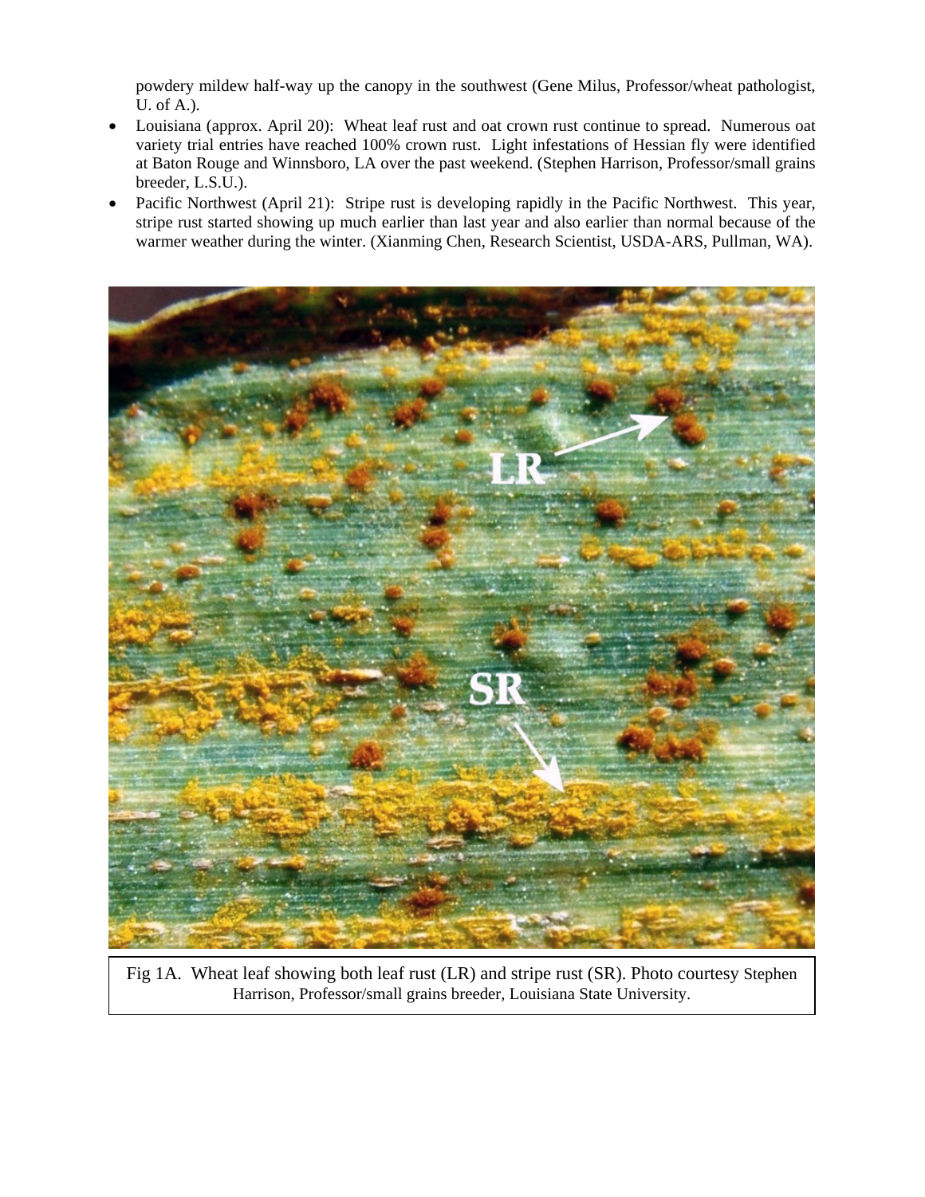powdery mildew half-way up the canopy in the southwest (Gene Milus, Professor/wheat pathologist, U. of A.).

- Louisiana (approx. April 20): Wheat leaf rust and oat crown rust continue to spread. Numerous oat variety trial entries have reached 100% crown rust. Light infestations of Hessian fly were identified at Baton Rouge and Winnsboro, LA over the past weekend. (Stephen Harrison, Professor/small grains breeder, L.S.U.).
- Pacific Northwest (April 21): Stripe rust is developing rapidly in the Pacific Northwest. This year, stripe rust started showing up much earlier than last year and also earlier than normal because of the warmer weather during the winter. (Xianming Chen, Research Scientist, USDA-ARS, Pullman, WA).

Fig 1A. Wheat leaf showing both leaf rust (LR) and stripe rust (SR). Photo courtesy Stephen Harrison, Professor/small grains breeder, Louisiana State University.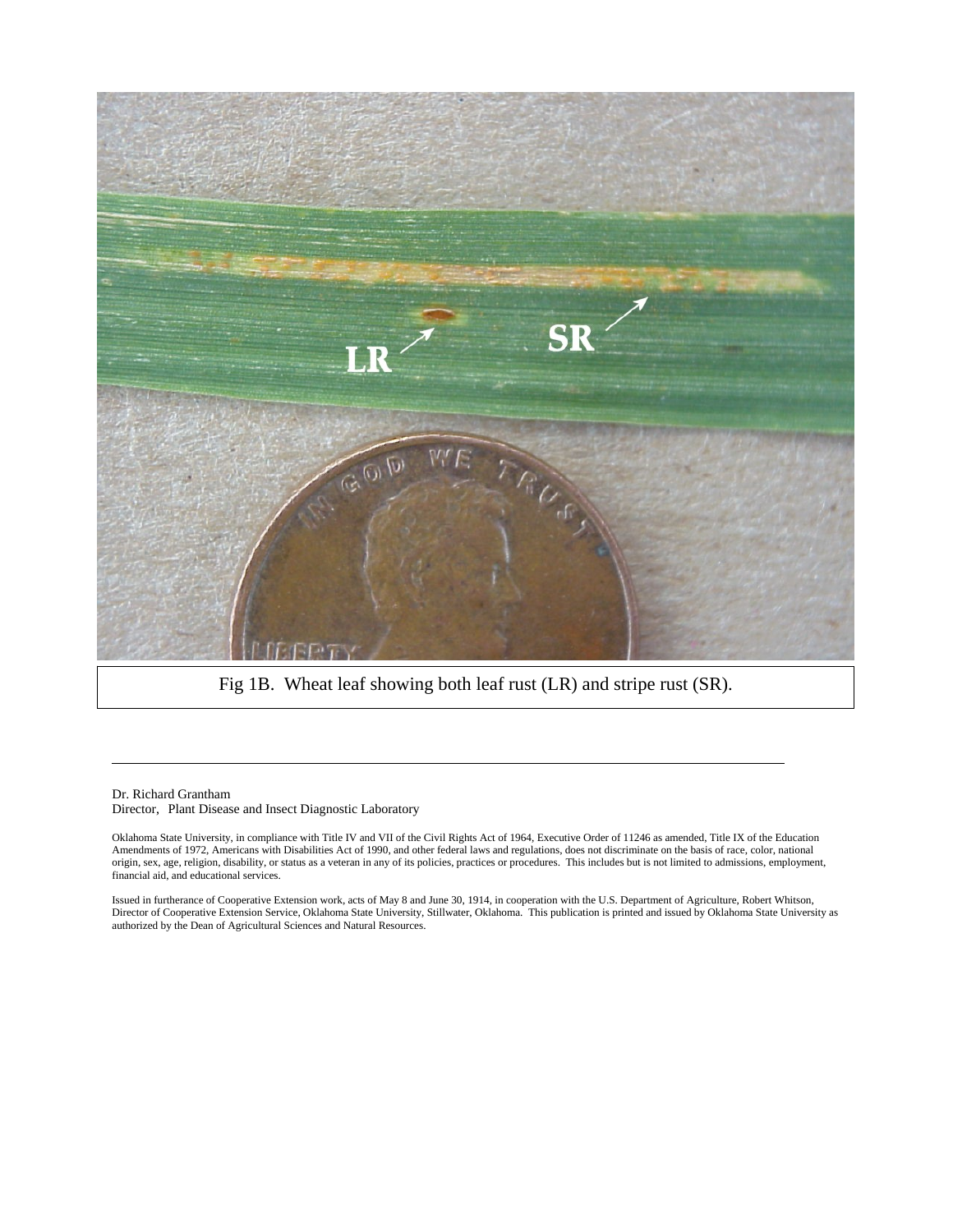Fig 1B. Wheat leaf showing both leaf rust (LR) and stripe rust (SR).

---

Dr. Richard Grantham
Director, Plant Disease and Insect Diagnostic Laboratory

Oklahoma State University, in compliance with Title IV and VII of the Civil Rights Act of 1964, Executive Order of 11246 as amended, Title IX of the Education Amendments of 1972, Americans with Disabilities Act of 1990, and other federal laws and regulations, does not discriminate on the basis of race, color, national origin, sex, age, religion, disability, or status as a veteran in any of its policies, practices or procedures. This includes but is not limited to admissions, employment, financial aid, and educational services.

Issued in furtherance of Cooperative Extension work, acts of May 8 and June 30, 1914, in cooperation with the U.S. Department of Agriculture, Robert Whitson, Director of Cooperative Extension Service, Oklahoma State University, Stillwater, Oklahoma. This publication is printed and issued by Oklahoma State University as authorized by the Dean of Agricultural Sciences and Natural Resources.